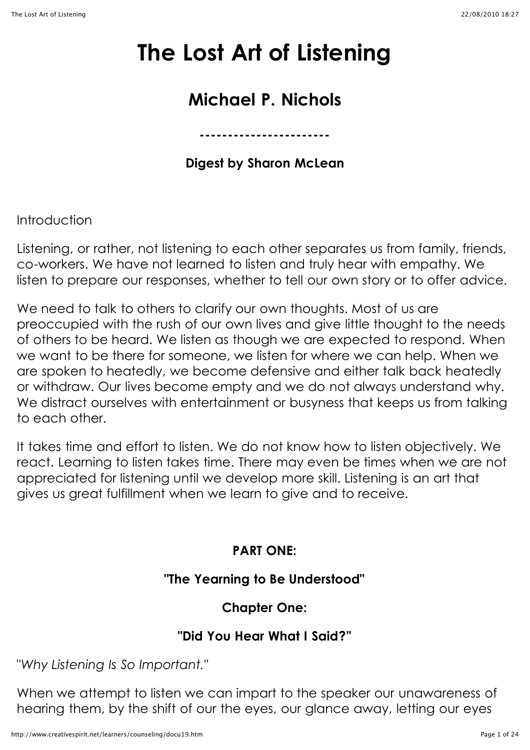# The Lost Art of Listening

## Michael P. Nichols

-----------------------

**Digest by Sharon McLean**

Introduction

Listening, or rather, not listening to each other separates us from family, friends, co-workers. We have not learned to listen and truly hear with empathy. We listen to prepare our responses, whether to tell our own story or to offer advice.

We need to talk to others to clarify our own thoughts. Most of us are preoccupied with the rush of our own lives and give little thought to the needs of others to be heard. We listen as though we are expected to respond. When we want to be there for someone, we listen for where we can help. When we are spoken to heatedly, we become defensive and either talk back heatedly or withdraw. Our lives become empty and we do not always understand why. We distract ourselves with entertainment or busyness that keeps us from talking to each other.

It takes time and effort to listen. We do not know how to listen objectively. We react. Learning to listen takes time. There may even be times when we are not appreciated for listening until we develop more skill. Listening is an art that gives us great fulfillment when we learn to give and to receive.

**PART ONE:**

**"The Yearning to Be Understood"**

**Chapter One:**

**"Did You Hear What I Said?"**

"*Why Listening Is So Important.*"

When we attempt to listen we can impart to the speaker our unawareness of hearing them, by the shift of our the eyes, our glance away, letting our eyes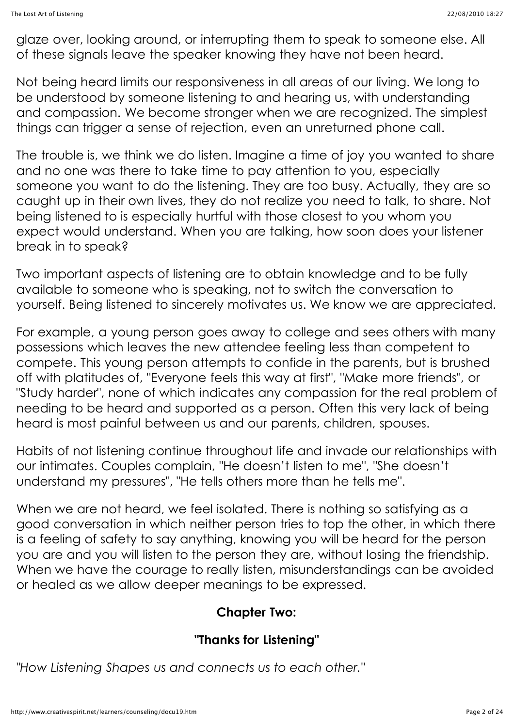glaze over, looking around, or interrupting them to speak to someone else. All of these signals leave the speaker knowing they have not been heard.

Not being heard limits our responsiveness in all areas of our living. We long to be understood by someone listening to and hearing us, with understanding and compassion. We become stronger when we are recognized. The simplest things can trigger a sense of rejection, even an unreturned phone call.

The trouble is, we think we do listen. Imagine a time of joy you wanted to share and no one was there to take time to pay attention to you, especially someone you want to do the listening. They are too busy. Actually, they are so caught up in their own lives, they do not realize you need to talk, to share. Not being listened to is especially hurtful with those closest to you whom you expect would understand. When you are talking, how soon does your listener break in to speak?

Two important aspects of listening are to obtain knowledge and to be fully available to someone who is speaking, not to switch the conversation to yourself. Being listened to sincerely motivates us. We know we are appreciated.

For example, a young person goes away to college and sees others with many possessions which leaves the new attendee feeling less than competent to compete. This young person attempts to confide in the parents, but is brushed off with platitudes of, "Everyone feels this way at first", "Make more friends", or "Study harder", none of which indicates any compassion for the real problem of needing to be heard and supported as a person. Often this very lack of being heard is most painful between us and our parents, children, spouses.

Habits of not listening continue throughout life and invade our relationships with our intimates. Couples complain, "He doesn't listen to me", "She doesn't understand my pressures", "He tells others more than he tells me".

When we are not heard, we feel isolated. There is nothing so satisfying as a good conversation in which neither person tries to top the other, in which there is a feeling of safety to say anything, knowing you will be heard for the person you are and you will listen to the person they are, without losing the friendship. When we have the courage to really listen, misunderstandings can be avoided or healed as we allow deeper meanings to be expressed.

## Chapter Two:

## "Thanks for Listening"

*"How Listening Shapes us and connects us to each other."*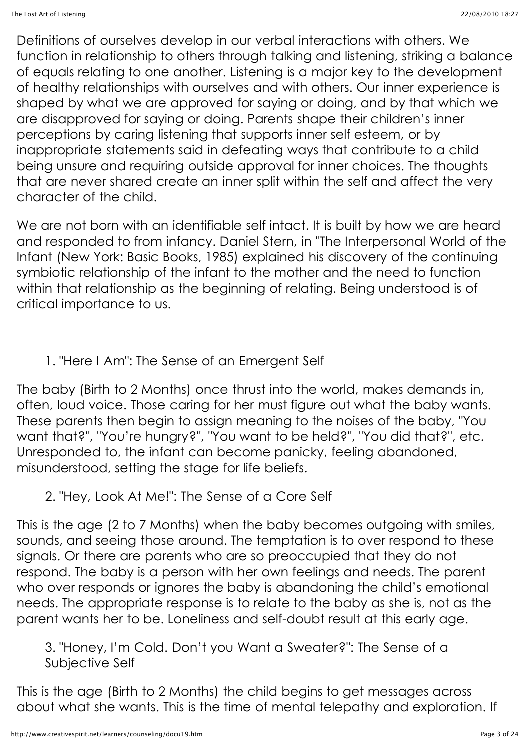Definitions of ourselves develop in our verbal interactions with others. We function in relationship to others through talking and listening, striking a balance of equals relating to one another. Listening is a major key to the development of healthy relationships with ourselves and with others. Our inner experience is shaped by what we are approved for saying or doing, and by that which we are disapproved for saying or doing. Parents shape their children's inner perceptions by caring listening that supports inner self esteem, or by inappropriate statements said in defeating ways that contribute to a child being unsure and requiring outside approval for inner choices. The thoughts that are never shared create an inner split within the self and affect the very character of the child.

We are not born with an identifiable self intact. It is built by how we are heard and responded to from infancy. Daniel Stern, in "The Interpersonal World of the Infant (New York: Basic Books, 1985) explained his discovery of the continuing symbiotic relationship of the infant to the mother and the need to function within that relationship as the beginning of relating. Being understood is of critical importance to us.

1. "Here I Am": The Sense of an Emergent Self

The baby (Birth to 2 Months) once thrust into the world, makes demands in, often, loud voice. Those caring for her must figure out what the baby wants. These parents then begin to assign meaning to the noises of the baby, "You want that?", "You're hungry?", "You want to be held?", "You did that?", etc. Unresponded to, the infant can become panicky, feeling abandoned, misunderstood, setting the stage for life beliefs.

2. "Hey, Look At Me!": The Sense of a Core Self

This is the age (2 to 7 Months) when the baby becomes outgoing with smiles, sounds, and seeing those around. The temptation is to over respond to these signals. Or there are parents who are so preoccupied that they do not respond. The baby is a person with her own feelings and needs. The parent who over responds or ignores the baby is abandoning the child's emotional needs. The appropriate response is to relate to the baby as she is, not as the parent wants her to be. Loneliness and self-doubt result at this early age.

3. "Honey, I'm Cold. Don't you Want a Sweater?": The Sense of a Subjective Self

This is the age (Birth to 2 Months) the child begins to get messages across about what she wants. This is the time of mental telepathy and exploration. If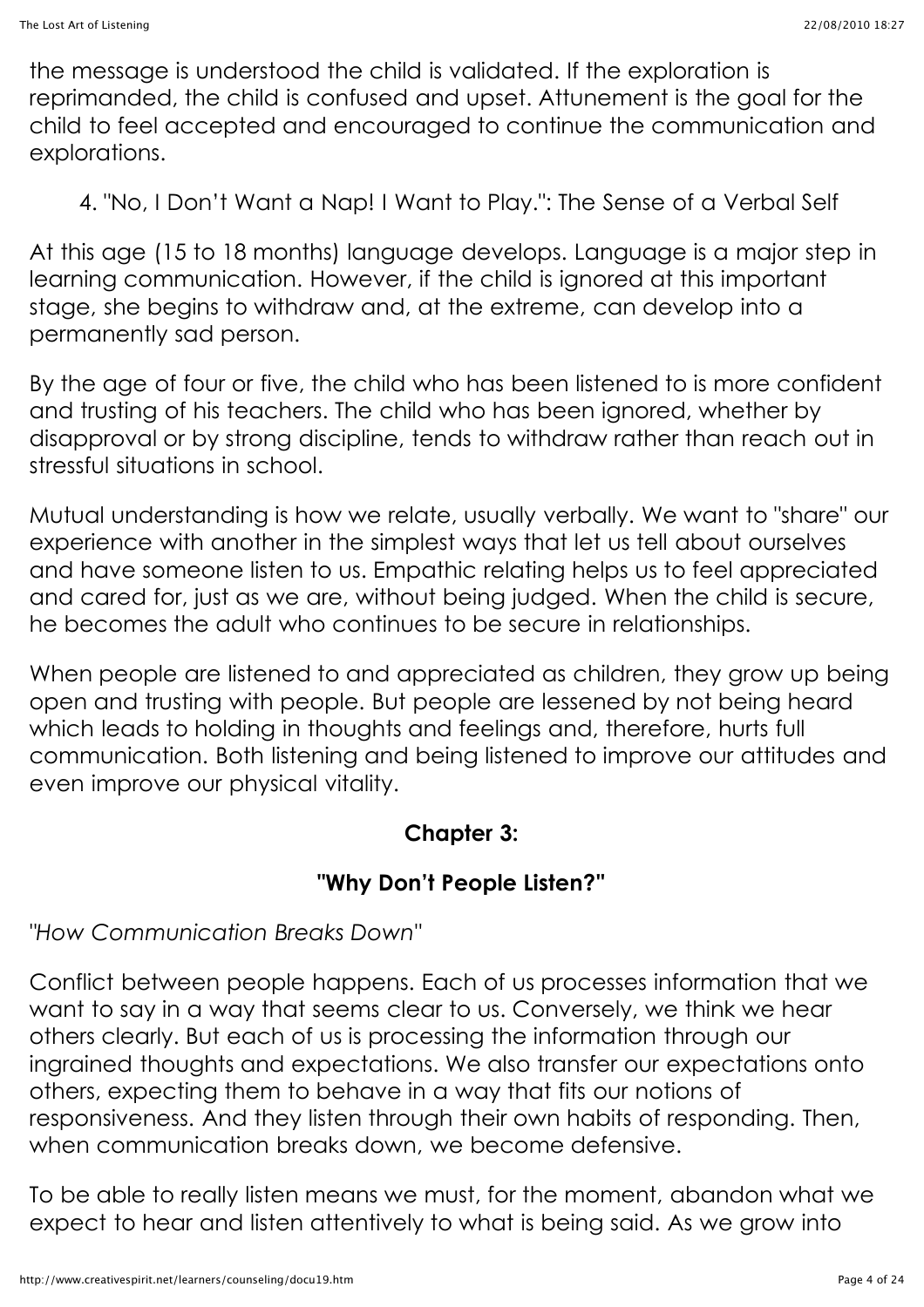the message is understood the child is validated. If the exploration is reprimanded, the child is confused and upset. Attunement is the goal for the child to feel accepted and encouraged to continue the communication and explorations.

4. "No, I Don't Want a Nap! I Want to Play.": The Sense of a Verbal Self

At this age (15 to 18 months) language develops. Language is a major step in learning communication. However, if the child is ignored at this important stage, she begins to withdraw and, at the extreme, can develop into a permanently sad person.

By the age of four or five, the child who has been listened to is more confident and trusting of his teachers. The child who has been ignored, whether by disapproval or by strong discipline, tends to withdraw rather than reach out in stressful situations in school.

Mutual understanding is how we relate, usually verbally. We want to "share" our experience with another in the simplest ways that let us tell about ourselves and have someone listen to us. Empathic relating helps us to feel appreciated and cared for, just as we are, without being judged. When the child is secure, he becomes the adult who continues to be secure in relationships.

When people are listened to and appreciated as children, they grow up being open and trusting with people. But people are lessened by not being heard which leads to holding in thoughts and feelings and, therefore, hurts full communication. Both listening and being listened to improve our attitudes and even improve our physical vitality.

## Chapter 3:

## "Why Don't People Listen?"

*"How Communication Breaks Down"*

Conflict between people happens. Each of us processes information that we want to say in a way that seems clear to us. Conversely, we think we hear others clearly. But each of us is processing the information through our ingrained thoughts and expectations. We also transfer our expectations onto others, expecting them to behave in a way that fits our notions of responsiveness. And they listen through their own habits of responding. Then, when communication breaks down, we become defensive.

To be able to really listen means we must, for the moment, abandon what we expect to hear and listen attentively to what is being said. As we grow into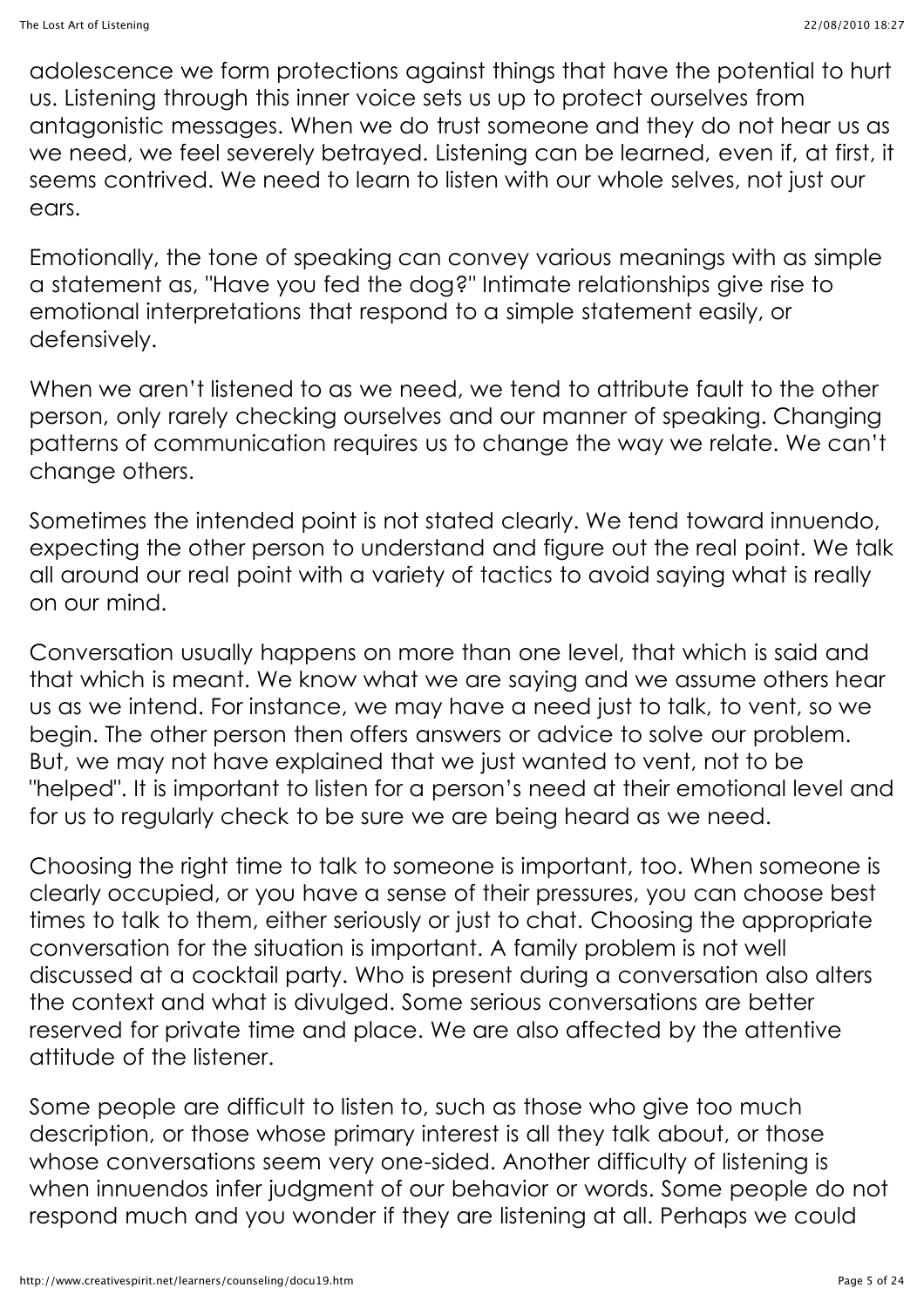adolescence we form protections against things that have the potential to hurt us. Listening through this inner voice sets us up to protect ourselves from antagonistic messages. When we do trust someone and they do not hear us as we need, we feel severely betrayed. Listening can be learned, even if, at first, it seems contrived. We need to learn to listen with our whole selves, not just our ears.

Emotionally, the tone of speaking can convey various meanings with as simple a statement as, "Have you fed the dog?" Intimate relationships give rise to emotional interpretations that respond to a simple statement easily, or defensively.

When we aren't listened to as we need, we tend to attribute fault to the other person, only rarely checking ourselves and our manner of speaking. Changing patterns of communication requires us to change the way we relate. We can't change others.

Sometimes the intended point is not stated clearly. We tend toward innuendo, expecting the other person to understand and figure out the real point. We talk all around our real point with a variety of tactics to avoid saying what is really on our mind.

Conversation usually happens on more than one level, that which is said and that which is meant. We know what we are saying and we assume others hear us as we intend. For instance, we may have a need just to talk, to vent, so we begin. The other person then offers answers or advice to solve our problem. But, we may not have explained that we just wanted to vent, not to be "helped". It is important to listen for a person's need at their emotional level and for us to regularly check to be sure we are being heard as we need.

Choosing the right time to talk to someone is important, too. When someone is clearly occupied, or you have a sense of their pressures, you can choose best times to talk to them, either seriously or just to chat. Choosing the appropriate conversation for the situation is important. A family problem is not well discussed at a cocktail party. Who is present during a conversation also alters the context and what is divulged. Some serious conversations are better reserved for private time and place. We are also affected by the attentive attitude of the listener.

Some people are difficult to listen to, such as those who give too much description, or those whose primary interest is all they talk about, or those whose conversations seem very one-sided. Another difficulty of listening is when innuendos infer judgment of our behavior or words. Some people do not respond much and you wonder if they are listening at all. Perhaps we could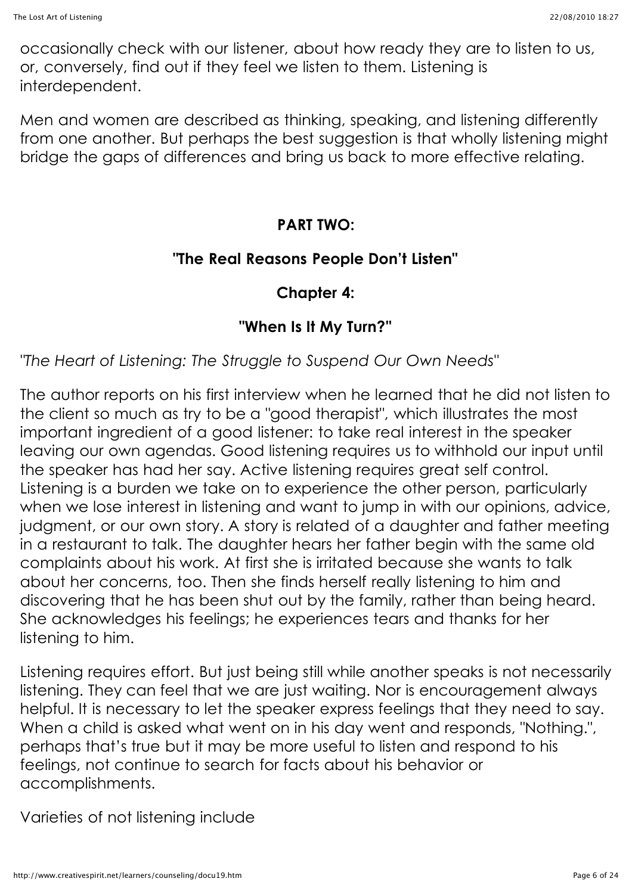occasionally check with our listener, about how ready they are to listen to us, or, conversely, find out if they feel we listen to them. Listening is interdependent.

Men and women are described as thinking, speaking, and listening differently from one another. But perhaps the best suggestion is that wholly listening might bridge the gaps of differences and bring us back to more effective relating.

**PART TWO:**

**"The Real Reasons People Don't Listen"**

**Chapter 4:**

**"When Is It My Turn?"**

*"The Heart of Listening: The Struggle to Suspend Our Own Needs"*

The author reports on his first interview when he learned that he did not listen to the client so much as try to be a "good therapist", which illustrates the most important ingredient of a good listener: to take real interest in the speaker leaving our own agendas. Good listening requires us to withhold our input until the speaker has had her say. Active listening requires great self control. Listening is a burden we take on to experience the other person, particularly when we lose interest in listening and want to jump in with our opinions, advice, judgment, or our own story. A story is related of a daughter and father meeting in a restaurant to talk. The daughter hears her father begin with the same old complaints about his work. At first she is irritated because she wants to talk about her concerns, too. Then she finds herself really listening to him and discovering that he has been shut out by the family, rather than being heard. She acknowledges his feelings; he experiences tears and thanks for her listening to him.

Listening requires effort. But just being still while another speaks is not necessarily listening. They can feel that we are just waiting. Nor is encouragement always helpful. It is necessary to let the speaker express feelings that they need to say. When a child is asked what went on in his day went and responds, "Nothing.", perhaps that's true but it may be more useful to listen and respond to his feelings, not continue to search for facts about his behavior or accomplishments.

Varieties of not listening include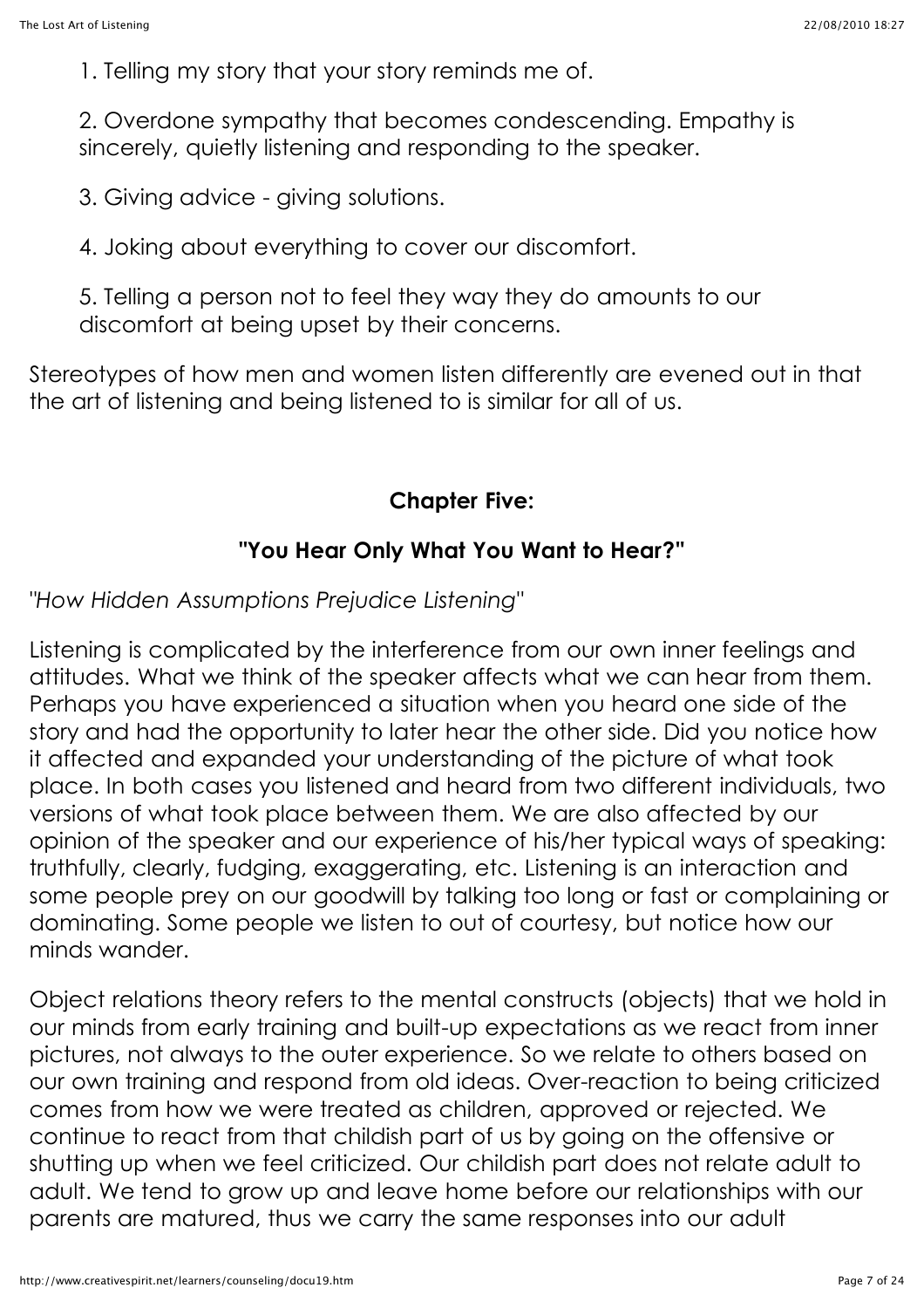1. Telling my story that your story reminds me of.

2. Overdone sympathy that becomes condescending. Empathy is sincerely, quietly listening and responding to the speaker.

3. Giving advice - giving solutions.

4. Joking about everything to cover our discomfort.

5. Telling a person not to feel they way they do amounts to our discomfort at being upset by their concerns.

Stereotypes of how men and women listen differently are evened out in that the art of listening and being listened to is similar for all of us.

## Chapter Five:

## "You Hear Only What You Want to Hear?"

*"How Hidden Assumptions Prejudice Listening"*

Listening is complicated by the interference from our own inner feelings and attitudes. What we think of the speaker affects what we can hear from them. Perhaps you have experienced a situation when you heard one side of the story and had the opportunity to later hear the other side. Did you notice how it affected and expanded your understanding of the picture of what took place. In both cases you listened and heard from two different individuals, two versions of what took place between them. We are also affected by our opinion of the speaker and our experience of his/her typical ways of speaking: truthfully, clearly, fudging, exaggerating, etc. Listening is an interaction and some people prey on our goodwill by talking too long or fast or complaining or dominating. Some people we listen to out of courtesy, but notice how our minds wander.

Object relations theory refers to the mental constructs (objects) that we hold in our minds from early training and built-up expectations as we react from inner pictures, not always to the outer experience. So we relate to others based on our own training and respond from old ideas. Over-reaction to being criticized comes from how we were treated as children, approved or rejected. We continue to react from that childish part of us by going on the offensive or shutting up when we feel criticized. Our childish part does not relate adult to adult. We tend to grow up and leave home before our relationships with our parents are matured, thus we carry the same responses into our adult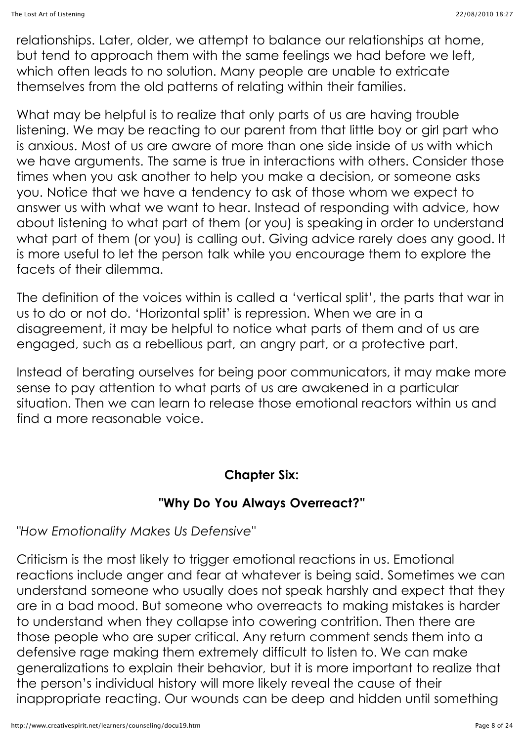relationships. Later, older, we attempt to balance our relationships at home, but tend to approach them with the same feelings we had before we left, which often leads to no solution. Many people are unable to extricate themselves from the old patterns of relating within their families.

What may be helpful is to realize that only parts of us are having trouble listening. We may be reacting to our parent from that little boy or girl part who is anxious. Most of us are aware of more than one side inside of us with which we have arguments. The same is true in interactions with others. Consider those times when you ask another to help you make a decision, or someone asks you. Notice that we have a tendency to ask of those whom we expect to answer us with what we want to hear. Instead of responding with advice, how about listening to what part of them (or you) is speaking in order to understand what part of them (or you) is calling out. Giving advice rarely does any good. It is more useful to let the person talk while you encourage them to explore the facets of their dilemma.

The definition of the voices within is called a 'vertical split', the parts that war in us to do or not do. 'Horizontal split' is repression. When we are in a disagreement, it may be helpful to notice what parts of them and of us are engaged, such as a rebellious part, an angry part, or a protective part.

Instead of berating ourselves for being poor communicators, it may make more sense to pay attention to what parts of us are awakened in a particular situation. Then we can learn to release those emotional reactors within us and find a more reasonable voice.

## Chapter Six:

## "Why Do You Always Overreact?"

*"How Emotionality Makes Us Defensive"*

Criticism is the most likely to trigger emotional reactions in us. Emotional reactions include anger and fear at whatever is being said. Sometimes we can understand someone who usually does not speak harshly and expect that they are in a bad mood. But someone who overreacts to making mistakes is harder to understand when they collapse into cowering contrition. Then there are those people who are super critical. Any return comment sends them into a defensive rage making them extremely difficult to listen to. We can make generalizations to explain their behavior, but it is more important to realize that the person's individual history will more likely reveal the cause of their inappropriate reacting. Our wounds can be deep and hidden until something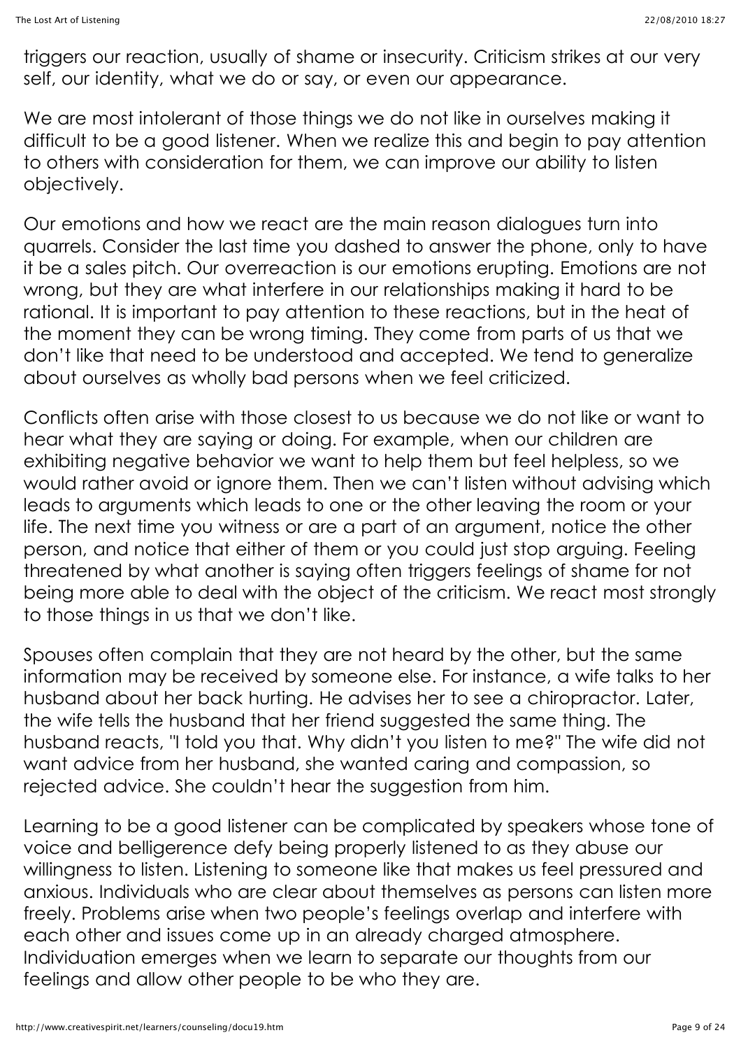triggers our reaction, usually of shame or insecurity. Criticism strikes at our very self, our identity, what we do or say, or even our appearance.

We are most intolerant of those things we do not like in ourselves making it difficult to be a good listener. When we realize this and begin to pay attention to others with consideration for them, we can improve our ability to listen objectively.

Our emotions and how we react are the main reason dialogues turn into quarrels. Consider the last time you dashed to answer the phone, only to have it be a sales pitch. Our overreaction is our emotions erupting. Emotions are not wrong, but they are what interfere in our relationships making it hard to be rational. It is important to pay attention to these reactions, but in the heat of the moment they can be wrong timing. They come from parts of us that we don't like that need to be understood and accepted. We tend to generalize about ourselves as wholly bad persons when we feel criticized.

Conflicts often arise with those closest to us because we do not like or want to hear what they are saying or doing. For example, when our children are exhibiting negative behavior we want to help them but feel helpless, so we would rather avoid or ignore them. Then we can't listen without advising which leads to arguments which leads to one or the other leaving the room or your life. The next time you witness or are a part of an argument, notice the other person, and notice that either of them or you could just stop arguing. Feeling threatened by what another is saying often triggers feelings of shame for not being more able to deal with the object of the criticism. We react most strongly to those things in us that we don't like.

Spouses often complain that they are not heard by the other, but the same information may be received by someone else. For instance, a wife talks to her husband about her back hurting. He advises her to see a chiropractor. Later, the wife tells the husband that her friend suggested the same thing. The husband reacts, "I told you that. Why didn't you listen to me?" The wife did not want advice from her husband, she wanted caring and compassion, so rejected advice. She couldn't hear the suggestion from him.

Learning to be a good listener can be complicated by speakers whose tone of voice and belligerence defy being properly listened to as they abuse our willingness to listen. Listening to someone like that makes us feel pressured and anxious. Individuals who are clear about themselves as persons can listen more freely. Problems arise when two people's feelings overlap and interfere with each other and issues come up in an already charged atmosphere. Individuation emerges when we learn to separate our thoughts from our feelings and allow other people to be who they are.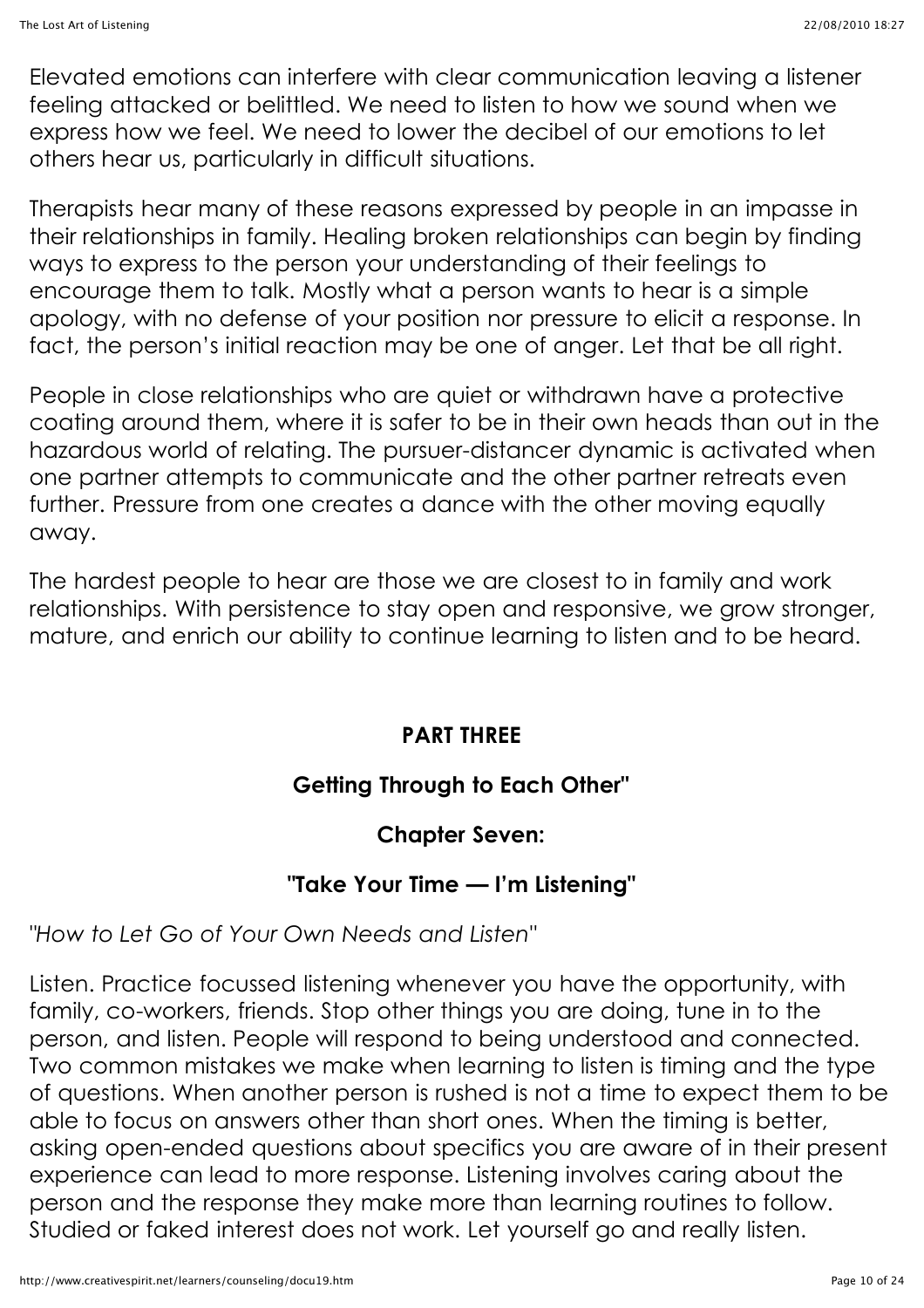Elevated emotions can interfere with clear communication leaving a listener feeling attacked or belittled. We need to listen to how we sound when we express how we feel. We need to lower the decibel of our emotions to let others hear us, particularly in difficult situations.

Therapists hear many of these reasons expressed by people in an impasse in their relationships in family. Healing broken relationships can begin by finding ways to express to the person your understanding of their feelings to encourage them to talk. Mostly what a person wants to hear is a simple apology, with no defense of your position nor pressure to elicit a response. In fact, the person's initial reaction may be one of anger. Let that be all right.

People in close relationships who are quiet or withdrawn have a protective coating around them, where it is safer to be in their own heads than out in the hazardous world of relating. The pursuer-distancer dynamic is activated when one partner attempts to communicate and the other partner retreats even further. Pressure from one creates a dance with the other moving equally away.

The hardest people to hear are those we are closest to in family and work relationships. With persistence to stay open and responsive, we grow stronger, mature, and enrich our ability to continue learning to listen and to be heard.

## PART THREE

## Getting Through to Each Other"

## Chapter Seven:

## "Take Your Time — I'm Listening"

*"How to Let Go of Your Own Needs and Listen"*

Listen. Practice focussed listening whenever you have the opportunity, with family, co-workers, friends. Stop other things you are doing, tune in to the person, and listen. People will respond to being understood and connected. Two common mistakes we make when learning to listen is timing and the type of questions. When another person is rushed is not a time to expect them to be able to focus on answers other than short ones. When the timing is better, asking open-ended questions about specifics you are aware of in their present experience can lead to more response. Listening involves caring about the person and the response they make more than learning routines to follow. Studied or faked interest does not work. Let yourself go and really listen.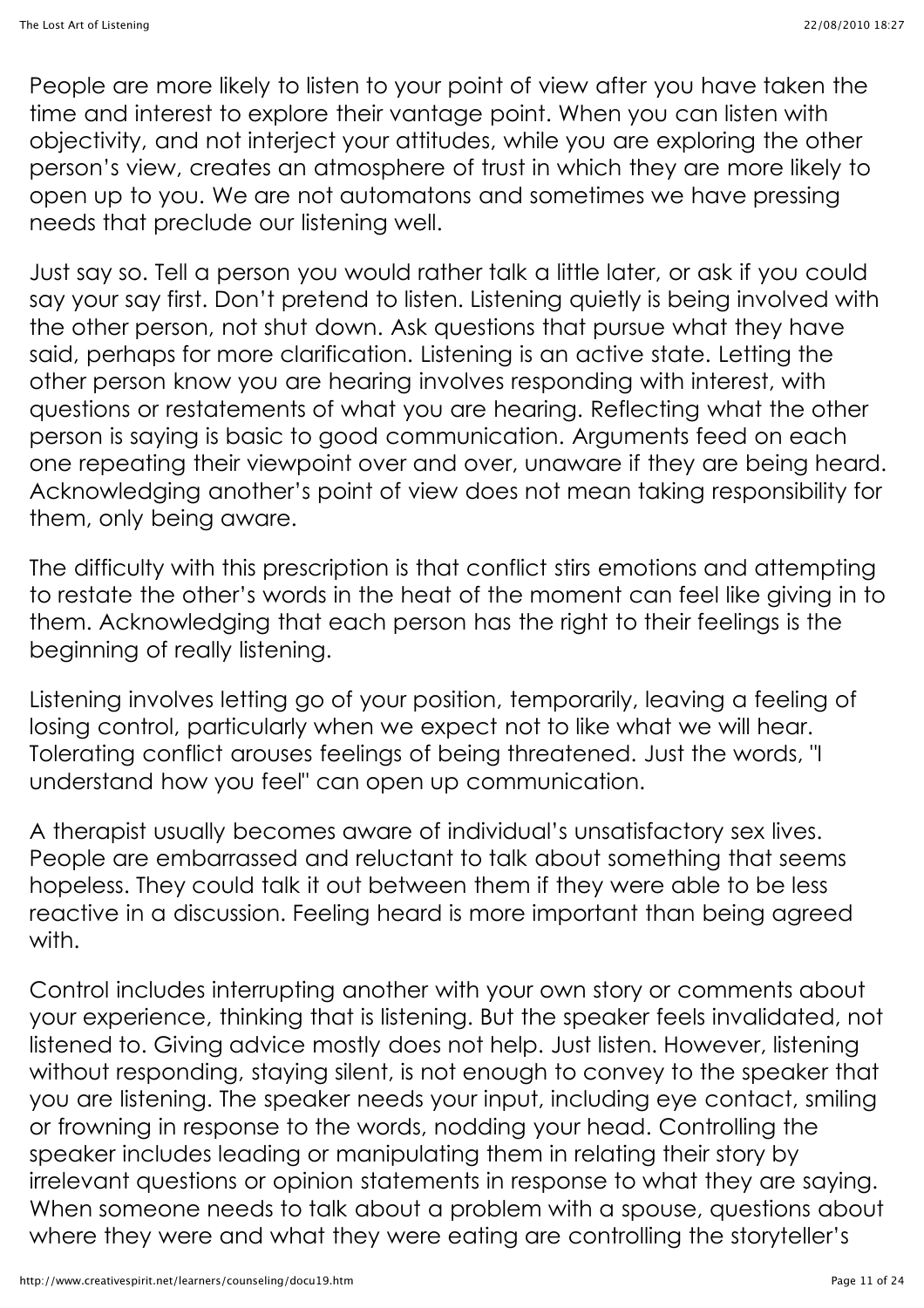People are more likely to listen to your point of view after you have taken the time and interest to explore their vantage point. When you can listen with objectivity, and not interject your attitudes, while you are exploring the other person's view, creates an atmosphere of trust in which they are more likely to open up to you. We are not automatons and sometimes we have pressing needs that preclude our listening well.

Just say so. Tell a person you would rather talk a little later, or ask if you could say your say first. Don't pretend to listen. Listening quietly is being involved with the other person, not shut down. Ask questions that pursue what they have said, perhaps for more clarification. Listening is an active state. Letting the other person know you are hearing involves responding with interest, with questions or restatements of what you are hearing. Reflecting what the other person is saying is basic to good communication. Arguments feed on each one repeating their viewpoint over and over, unaware if they are being heard. Acknowledging another's point of view does not mean taking responsibility for them, only being aware.

The difficulty with this prescription is that conflict stirs emotions and attempting to restate the other's words in the heat of the moment can feel like giving in to them. Acknowledging that each person has the right to their feelings is the beginning of really listening.

Listening involves letting go of your position, temporarily, leaving a feeling of losing control, particularly when we expect not to like what we will hear. Tolerating conflict arouses feelings of being threatened. Just the words, "I understand how you feel" can open up communication.

A therapist usually becomes aware of individual's unsatisfactory sex lives. People are embarrassed and reluctant to talk about something that seems hopeless. They could talk it out between them if they were able to be less reactive in a discussion. Feeling heard is more important than being agreed with.

Control includes interrupting another with your own story or comments about your experience, thinking that is listening. But the speaker feels invalidated, not listened to. Giving advice mostly does not help. Just listen. However, listening without responding, staying silent, is not enough to convey to the speaker that you are listening. The speaker needs your input, including eye contact, smiling or frowning in response to the words, nodding your head. Controlling the speaker includes leading or manipulating them in relating their story by irrelevant questions or opinion statements in response to what they are saying. When someone needs to talk about a problem with a spouse, questions about where they were and what they were eating are controlling the storyteller's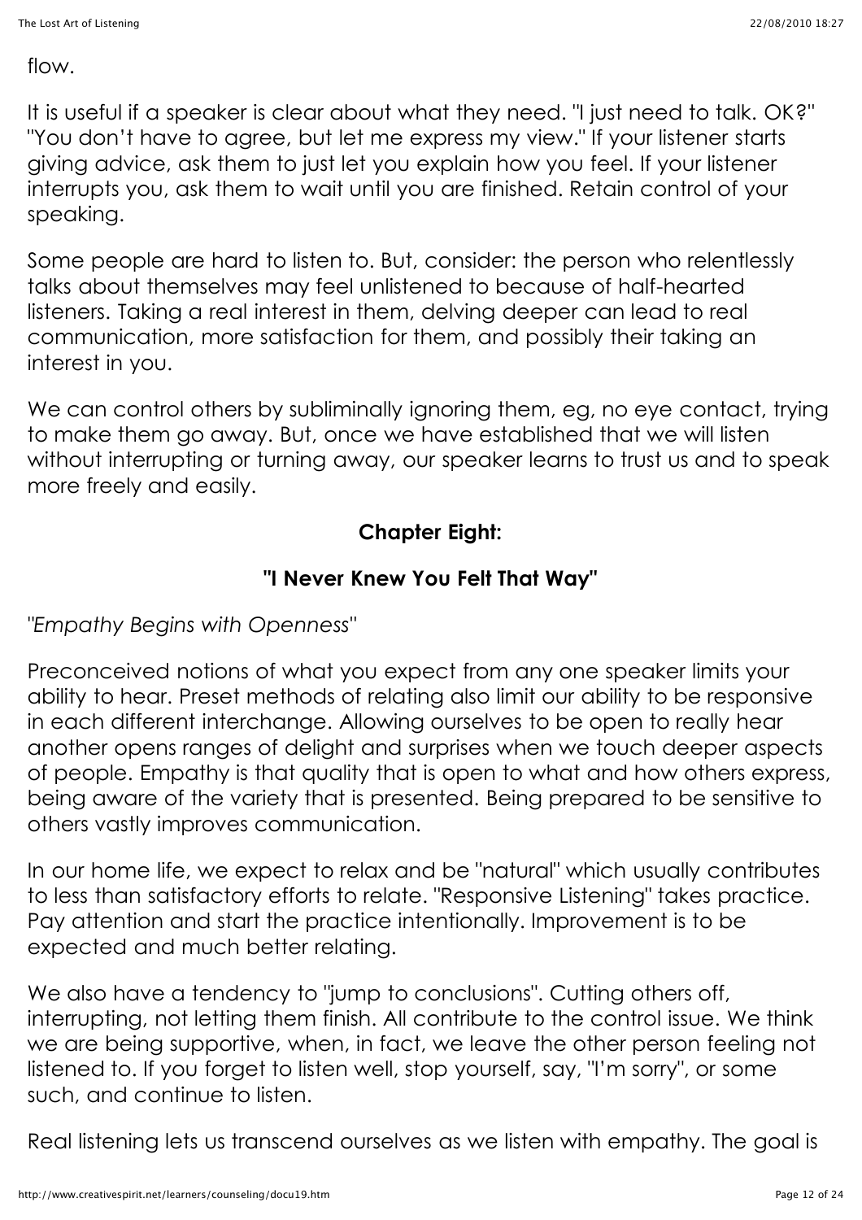flow.

It is useful if a speaker is clear about what they need. "I just need to talk. OK?" "You don't have to agree, but let me express my view." If your listener starts giving advice, ask them to just let you explain how you feel. If your listener interrupts you, ask them to wait until you are finished. Retain control of your speaking.

Some people are hard to listen to. But, consider: the person who relentlessly talks about themselves may feel unlistened to because of half-hearted listeners. Taking a real interest in them, delving deeper can lead to real communication, more satisfaction for them, and possibly their taking an interest in you.

We can control others by subliminally ignoring them, eg, no eye contact, trying to make them go away. But, once we have established that we will listen without interrupting or turning away, our speaker learns to trust us and to speak more freely and easily.

## Chapter Eight:

## "I Never Knew You Felt That Way"

*"Empathy Begins with Openness"*

Preconceived notions of what you expect from any one speaker limits your ability to hear. Preset methods of relating also limit our ability to be responsive in each different interchange. Allowing ourselves to be open to really hear another opens ranges of delight and surprises when we touch deeper aspects of people. Empathy is that quality that is open to what and how others express, being aware of the variety that is presented. Being prepared to be sensitive to others vastly improves communication.

In our home life, we expect to relax and be "natural" which usually contributes to less than satisfactory efforts to relate. "Responsive Listening" takes practice. Pay attention and start the practice intentionally. Improvement is to be expected and much better relating.

We also have a tendency to "jump to conclusions". Cutting others off, interrupting, not letting them finish. All contribute to the control issue. We think we are being supportive, when, in fact, we leave the other person feeling not listened to. If you forget to listen well, stop yourself, say, "I'm sorry", or some such, and continue to listen.

Real listening lets us transcend ourselves as we listen with empathy. The goal is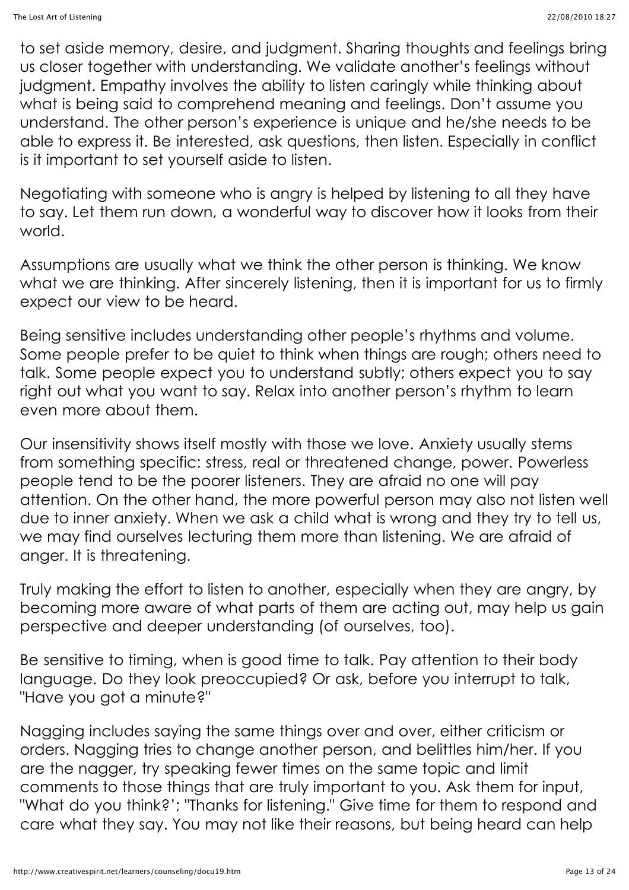to set aside memory, desire, and judgment. Sharing thoughts and feelings bring us closer together with understanding. We validate another's feelings without judgment. Empathy involves the ability to listen caringly while thinking about what is being said to comprehend meaning and feelings. Don't assume you understand. The other person's experience is unique and he/she needs to be able to express it. Be interested, ask questions, then listen. Especially in conflict is it important to set yourself aside to listen.

Negotiating with someone who is angry is helped by listening to all they have to say. Let them run down, a wonderful way to discover how it looks from their world.

Assumptions are usually what we think the other person is thinking. We know what we are thinking. After sincerely listening, then it is important for us to firmly expect our view to be heard.

Being sensitive includes understanding other people's rhythms and volume. Some people prefer to be quiet to think when things are rough; others need to talk. Some people expect you to understand subtly; others expect you to say right out what you want to say. Relax into another person's rhythm to learn even more about them.

Our insensitivity shows itself mostly with those we love. Anxiety usually stems from something specific: stress, real or threatened change, power. Powerless people tend to be the poorer listeners. They are afraid no one will pay attention. On the other hand, the more powerful person may also not listen well due to inner anxiety. When we ask a child what is wrong and they try to tell us, we may find ourselves lecturing them more than listening. We are afraid of anger. It is threatening.

Truly making the effort to listen to another, especially when they are angry, by becoming more aware of what parts of them are acting out, may help us gain perspective and deeper understanding (of ourselves, too).

Be sensitive to timing, when is good time to talk. Pay attention to their body language. Do they look preoccupied? Or ask, before you interrupt to talk, "Have you got a minute?"

Nagging includes saying the same things over and over, either criticism or orders. Nagging tries to change another person, and belittles him/her. If you are the nagger, try speaking fewer times on the same topic and limit comments to those things that are truly important to you. Ask them for input, "What do you think?'; "Thanks for listening." Give time for them to respond and care what they say. You may not like their reasons, but being heard can help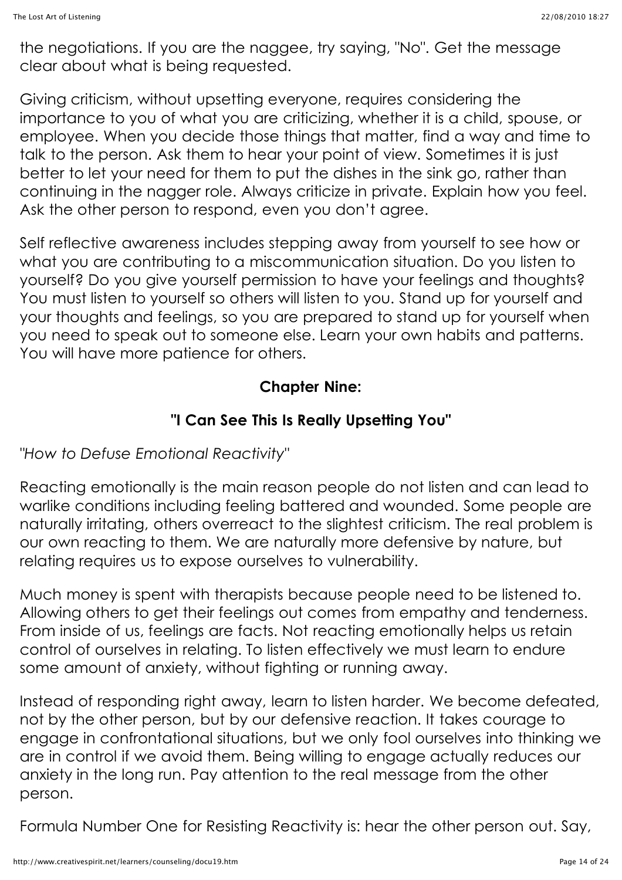the negotiations. If you are the naggee, try saying, "No". Get the message clear about what is being requested.

Giving criticism, without upsetting everyone, requires considering the importance to you of what you are criticizing, whether it is a child, spouse, or employee. When you decide those things that matter, find a way and time to talk to the person. Ask them to hear your point of view. Sometimes it is just better to let your need for them to put the dishes in the sink go, rather than continuing in the nagger role. Always criticize in private. Explain how you feel. Ask the other person to respond, even you don't agree.

Self reflective awareness includes stepping away from yourself to see how or what you are contributing to a miscommunication situation. Do you listen to yourself? Do you give yourself permission to have your feelings and thoughts? You must listen to yourself so others will listen to you. Stand up for yourself and your thoughts and feelings, so you are prepared to stand up for yourself when you need to speak out to someone else. Learn your own habits and patterns. You will have more patience for others.

## Chapter Nine:

## "I Can See This Is Really Upsetting You"

*"How to Defuse Emotional Reactivity"*

Reacting emotionally is the main reason people do not listen and can lead to warlike conditions including feeling battered and wounded. Some people are naturally irritating, others overreact to the slightest criticism. The real problem is our own reacting to them. We are naturally more defensive by nature, but relating requires us to expose ourselves to vulnerability.

Much money is spent with therapists because people need to be listened to. Allowing others to get their feelings out comes from empathy and tenderness. From inside of us, feelings are facts. Not reacting emotionally helps us retain control of ourselves in relating. To listen effectively we must learn to endure some amount of anxiety, without fighting or running away.

Instead of responding right away, learn to listen harder. We become defeated, not by the other person, but by our defensive reaction. It takes courage to engage in confrontational situations, but we only fool ourselves into thinking we are in control if we avoid them. Being willing to engage actually reduces our anxiety in the long run. Pay attention to the real message from the other person.

Formula Number One for Resisting Reactivity is: hear the other person out. Say,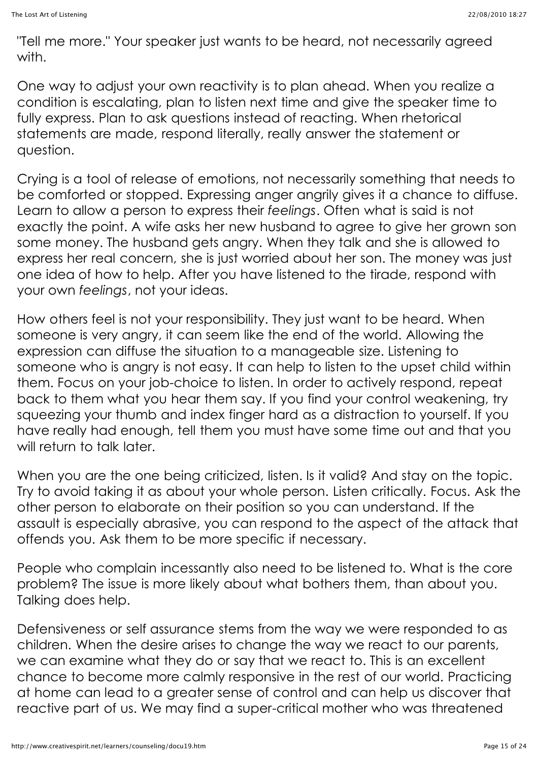"Tell me more." Your speaker just wants to be heard, not necessarily agreed with.

One way to adjust your own reactivity is to plan ahead. When you realize a condition is escalating, plan to listen next time and give the speaker time to fully express. Plan to ask questions instead of reacting. When rhetorical statements are made, respond literally, really answer the statement or question.

Crying is a tool of release of emotions, not necessarily something that needs to be comforted or stopped. Expressing anger angrily gives it a chance to diffuse. Learn to allow a person to express their *feelings*. Often what is said is not exactly the point. A wife asks her new husband to agree to give her grown son some money. The husband gets angry. When they talk and she is allowed to express her real concern, she is just worried about her son. The money was just one idea of how to help. After you have listened to the tirade, respond with your own *feelings*, not your ideas.

How others feel is not your responsibility. They just want to be heard. When someone is very angry, it can seem like the end of the world. Allowing the expression can diffuse the situation to a manageable size. Listening to someone who is angry is not easy. It can help to listen to the upset child within them. Focus on your job-choice to listen. In order to actively respond, repeat back to them what you hear them say. If you find your control weakening, try squeezing your thumb and index finger hard as a distraction to yourself. If you have really had enough, tell them you must have some time out and that you will return to talk later.

When you are the one being criticized, listen. Is it valid? And stay on the topic. Try to avoid taking it as about your whole person. Listen critically. Focus. Ask the other person to elaborate on their position so you can understand. If the assault is especially abrasive, you can respond to the aspect of the attack that offends you. Ask them to be more specific if necessary.

People who complain incessantly also need to be listened to. What is the core problem? The issue is more likely about what bothers them, than about you. Talking does help.

Defensiveness or self assurance stems from the way we were responded to as children. When the desire arises to change the way we react to our parents, we can examine what they do or say that we react to. This is an excellent chance to become more calmly responsive in the rest of our world. Practicing at home can lead to a greater sense of control and can help us discover that reactive part of us. We may find a super-critical mother who was threatened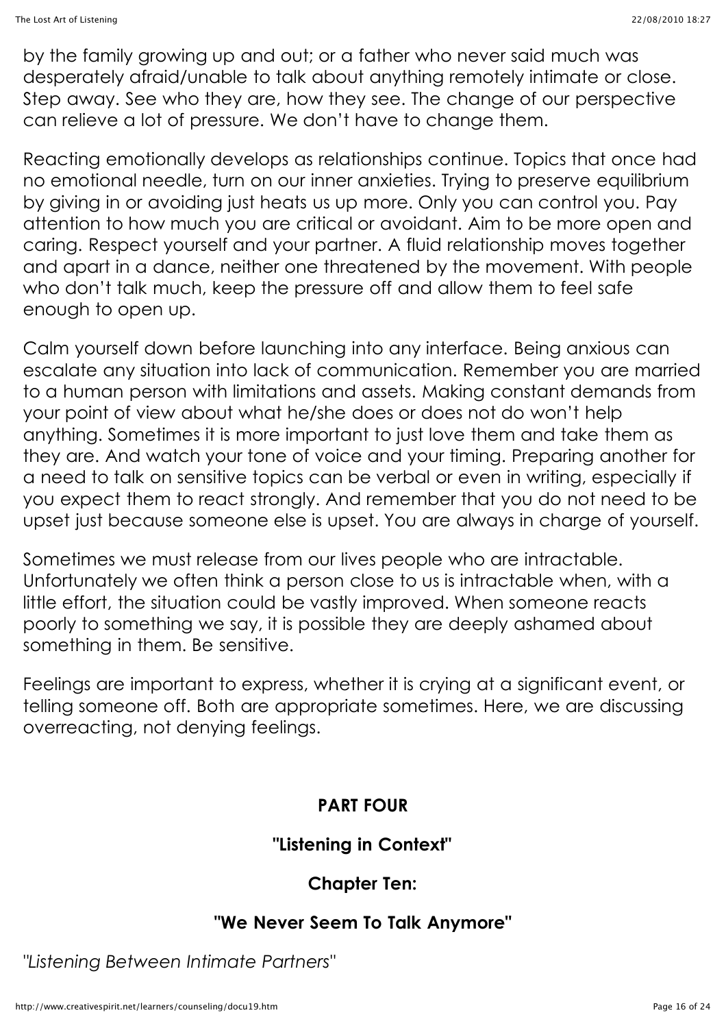by the family growing up and out; or a father who never said much was desperately afraid/unable to talk about anything remotely intimate or close. Step away. See who they are, how they see. The change of our perspective can relieve a lot of pressure. We don't have to change them.

Reacting emotionally develops as relationships continue. Topics that once had no emotional needle, turn on our inner anxieties. Trying to preserve equilibrium by giving in or avoiding just heats us up more. Only you can control you. Pay attention to how much you are critical or avoidant. Aim to be more open and caring. Respect yourself and your partner. A fluid relationship moves together and apart in a dance, neither one threatened by the movement. With people who don't talk much, keep the pressure off and allow them to feel safe enough to open up.

Calm yourself down before launching into any interface. Being anxious can escalate any situation into lack of communication. Remember you are married to a human person with limitations and assets. Making constant demands from your point of view about what he/she does or does not do won't help anything. Sometimes it is more important to just love them and take them as they are. And watch your tone of voice and your timing. Preparing another for a need to talk on sensitive topics can be verbal or even in writing, especially if you expect them to react strongly. And remember that you do not need to be upset just because someone else is upset. You are always in charge of yourself.

Sometimes we must release from our lives people who are intractable. Unfortunately we often think a person close to us is intractable when, with a little effort, the situation could be vastly improved. When someone reacts poorly to something we say, it is possible they are deeply ashamed about something in them. Be sensitive.

Feelings are important to express, whether it is crying at a significant event, or telling someone off. Both are appropriate sometimes. Here, we are discussing overreacting, not denying feelings.

## PART FOUR

## "Listening in Context"

## Chapter Ten:

## "We Never Seem To Talk Anymore"

*"Listening Between Intimate Partners"*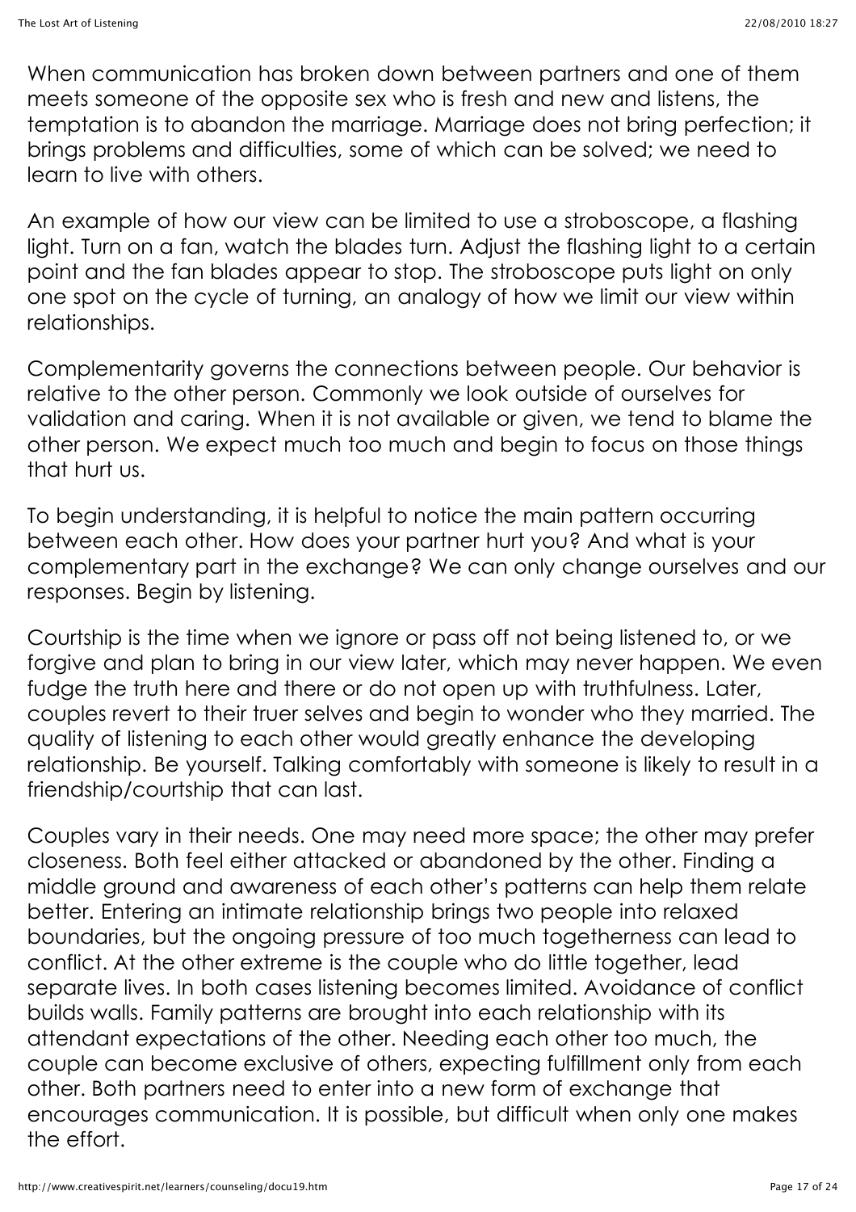When communication has broken down between partners and one of them meets someone of the opposite sex who is fresh and new and listens, the temptation is to abandon the marriage. Marriage does not bring perfection; it brings problems and difficulties, some of which can be solved; we need to learn to live with others.

An example of how our view can be limited to use a stroboscope, a flashing light. Turn on a fan, watch the blades turn. Adjust the flashing light to a certain point and the fan blades appear to stop. The stroboscope puts light on only one spot on the cycle of turning, an analogy of how we limit our view within relationships.

Complementarity governs the connections between people. Our behavior is relative to the other person. Commonly we look outside of ourselves for validation and caring. When it is not available or given, we tend to blame the other person. We expect much too much and begin to focus on those things that hurt us.

To begin understanding, it is helpful to notice the main pattern occurring between each other. How does your partner hurt you? And what is your complementary part in the exchange? We can only change ourselves and our responses. Begin by listening.

Courtship is the time when we ignore or pass off not being listened to, or we forgive and plan to bring in our view later, which may never happen. We even fudge the truth here and there or do not open up with truthfulness. Later, couples revert to their truer selves and begin to wonder who they married. The quality of listening to each other would greatly enhance the developing relationship. Be yourself. Talking comfortably with someone is likely to result in a friendship/courtship that can last.

Couples vary in their needs. One may need more space; the other may prefer closeness. Both feel either attacked or abandoned by the other. Finding a middle ground and awareness of each other's patterns can help them relate better. Entering an intimate relationship brings two people into relaxed boundaries, but the ongoing pressure of too much togetherness can lead to conflict. At the other extreme is the couple who do little together, lead separate lives. In both cases listening becomes limited. Avoidance of conflict builds walls. Family patterns are brought into each relationship with its attendant expectations of the other. Needing each other too much, the couple can become exclusive of others, expecting fulfillment only from each other. Both partners need to enter into a new form of exchange that encourages communication. It is possible, but difficult when only one makes the effort.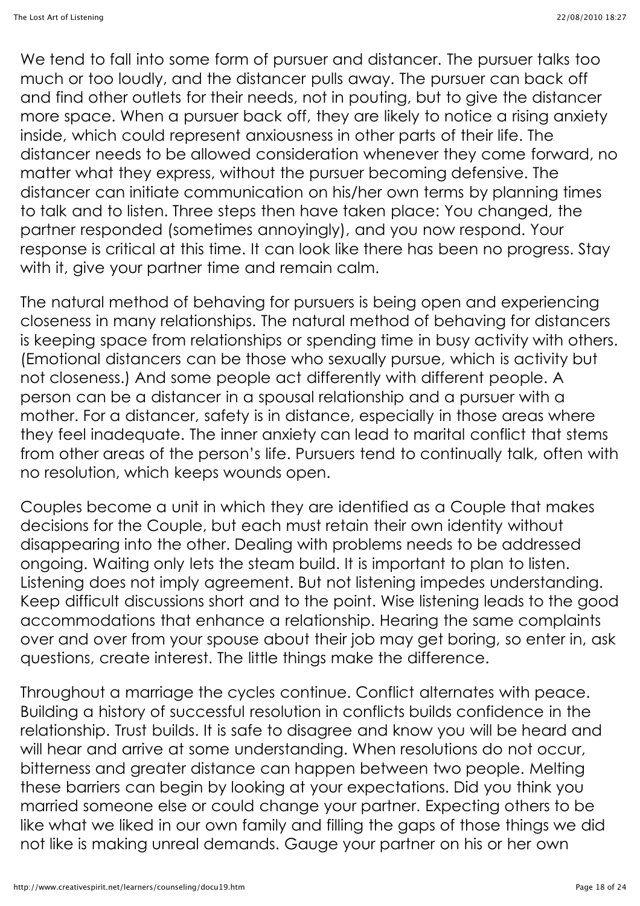We tend to fall into some form of pursuer and distancer. The pursuer talks too much or too loudly, and the distancer pulls away. The pursuer can back off and find other outlets for their needs, not in pouting, but to give the distancer more space. When a pursuer back off, they are likely to notice a rising anxiety inside, which could represent anxiousness in other parts of their life. The distancer needs to be allowed consideration whenever they come forward, no matter what they express, without the pursuer becoming defensive. The distancer can initiate communication on his/her own terms by planning times to talk and to listen. Three steps then have taken place: You changed, the partner responded (sometimes annoyingly), and you now respond. Your response is critical at this time. It can look like there has been no progress. Stay with it, give your partner time and remain calm.

The natural method of behaving for pursuers is being open and experiencing closeness in many relationships. The natural method of behaving for distancers is keeping space from relationships or spending time in busy activity with others. (Emotional distancers can be those who sexually pursue, which is activity but not closeness.) And some people act differently with different people. A person can be a distancer in a spousal relationship and a pursuer with a mother. For a distancer, safety is in distance, especially in those areas where they feel inadequate. The inner anxiety can lead to marital conflict that stems from other areas of the person's life. Pursuers tend to continually talk, often with no resolution, which keeps wounds open.

Couples become a unit in which they are identified as a Couple that makes decisions for the Couple, but each must retain their own identity without disappearing into the other. Dealing with problems needs to be addressed ongoing. Waiting only lets the steam build. It is important to plan to listen. Listening does not imply agreement. But not listening impedes understanding. Keep difficult discussions short and to the point. Wise listening leads to the good accommodations that enhance a relationship. Hearing the same complaints over and over from your spouse about their job may get boring, so enter in, ask questions, create interest. The little things make the difference.

Throughout a marriage the cycles continue. Conflict alternates with peace. Building a history of successful resolution in conflicts builds confidence in the relationship. Trust builds. It is safe to disagree and know you will be heard and will hear and arrive at some understanding. When resolutions do not occur, bitterness and greater distance can happen between two people. Melting these barriers can begin by looking at your expectations. Did you think you married someone else or could change your partner. Expecting others to be like what we liked in our own family and filling the gaps of those things we did not like is making unreal demands. Gauge your partner on his or her own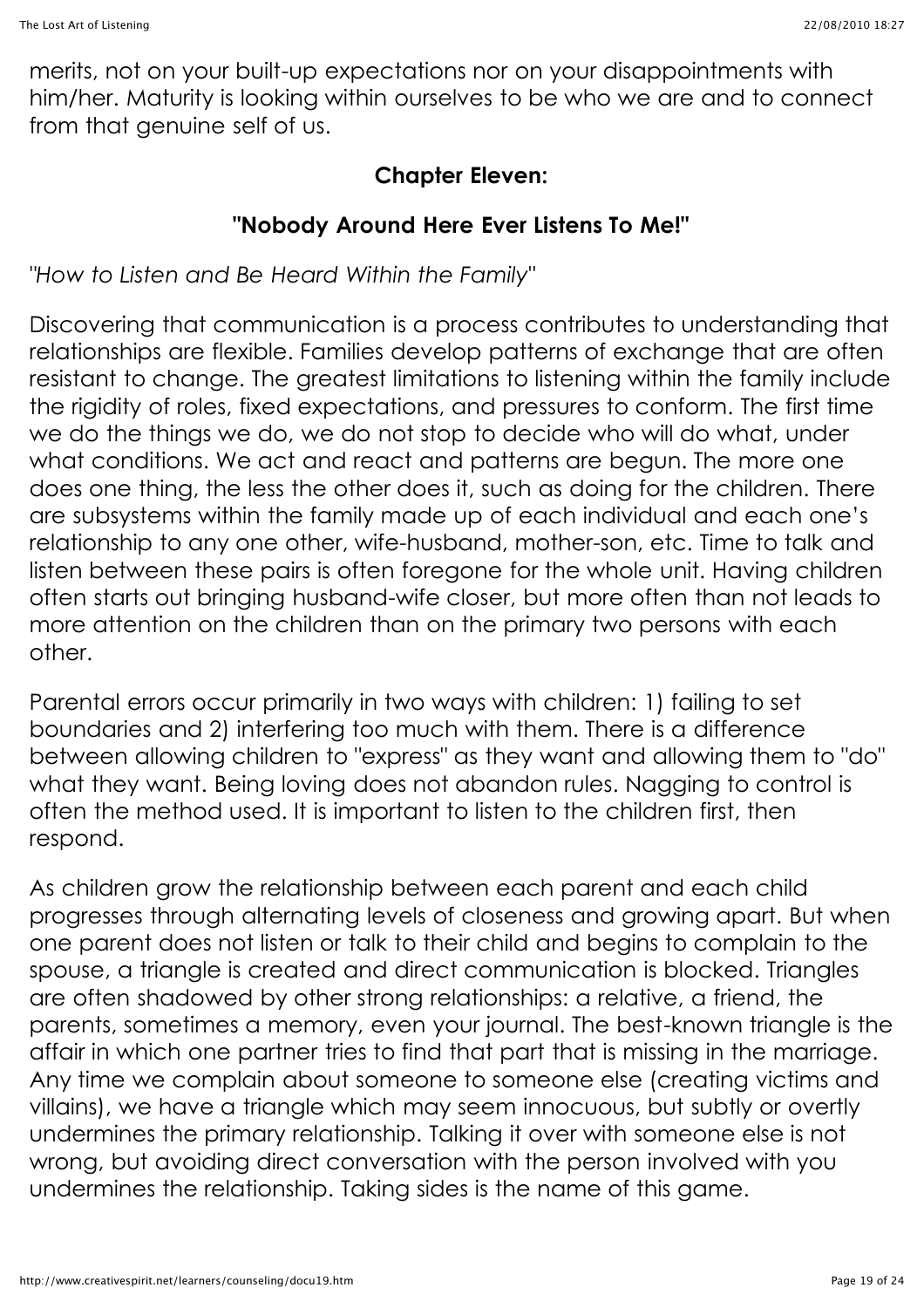merits, not on your built-up expectations nor on your disappointments with him/her. Maturity is looking within ourselves to be who we are and to connect from that genuine self of us.

## Chapter Eleven:

## "Nobody Around Here Ever Listens To Me!"

*"How to Listen and Be Heard Within the Family"*

Discovering that communication is a process contributes to understanding that relationships are flexible. Families develop patterns of exchange that are often resistant to change. The greatest limitations to listening within the family include the rigidity of roles, fixed expectations, and pressures to conform. The first time we do the things we do, we do not stop to decide who will do what, under what conditions. We act and react and patterns are begun. The more one does one thing, the less the other does it, such as doing for the children. There are subsystems within the family made up of each individual and each one's relationship to any one other, wife-husband, mother-son, etc. Time to talk and listen between these pairs is often foregone for the whole unit. Having children often starts out bringing husband-wife closer, but more often than not leads to more attention on the children than on the primary two persons with each other.

Parental errors occur primarily in two ways with children: 1) failing to set boundaries and 2) interfering too much with them. There is a difference between allowing children to "express" as they want and allowing them to "do" what they want. Being loving does not abandon rules. Nagging to control is often the method used. It is important to listen to the children first, then respond.

As children grow the relationship between each parent and each child progresses through alternating levels of closeness and growing apart. But when one parent does not listen or talk to their child and begins to complain to the spouse, a triangle is created and direct communication is blocked. Triangles are often shadowed by other strong relationships: a relative, a friend, the parents, sometimes a memory, even your journal. The best-known triangle is the affair in which one partner tries to find that part that is missing in the marriage. Any time we complain about someone to someone else (creating victims and villains), we have a triangle which may seem innocuous, but subtly or overtly undermines the primary relationship. Talking it over with someone else is not wrong, but avoiding direct conversation with the person involved with you undermines the relationship. Taking sides is the name of this game.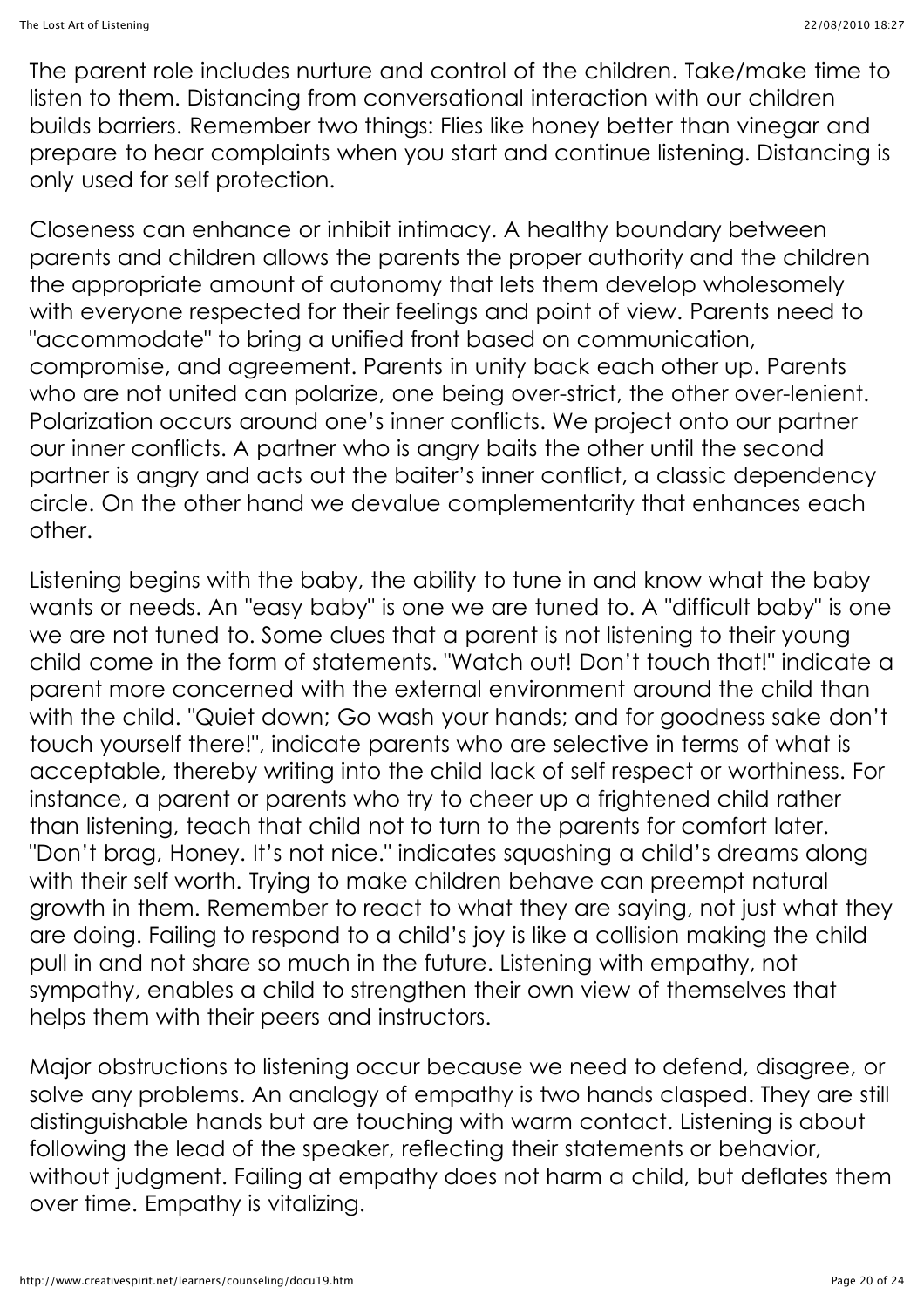The parent role includes nurture and control of the children. Take/make time to listen to them. Distancing from conversational interaction with our children builds barriers. Remember two things: Flies like honey better than vinegar and prepare to hear complaints when you start and continue listening. Distancing is only used for self protection.

Closeness can enhance or inhibit intimacy. A healthy boundary between parents and children allows the parents the proper authority and the children the appropriate amount of autonomy that lets them develop wholesomely with everyone respected for their feelings and point of view. Parents need to "accommodate" to bring a unified front based on communication, compromise, and agreement. Parents in unity back each other up. Parents who are not united can polarize, one being over-strict, the other over-lenient. Polarization occurs around one's inner conflicts. We project onto our partner our inner conflicts. A partner who is angry baits the other until the second partner is angry and acts out the baiter's inner conflict, a classic dependency circle. On the other hand we devalue complementarity that enhances each other.

Listening begins with the baby, the ability to tune in and know what the baby wants or needs. An "easy baby" is one we are tuned to. A "difficult baby" is one we are not tuned to. Some clues that a parent is not listening to their young child come in the form of statements. "Watch out! Don't touch that!" indicate a parent more concerned with the external environment around the child than with the child. "Quiet down; Go wash your hands; and for goodness sake don't touch yourself there!", indicate parents who are selective in terms of what is acceptable, thereby writing into the child lack of self respect or worthiness. For instance, a parent or parents who try to cheer up a frightened child rather than listening, teach that child not to turn to the parents for comfort later. "Don't brag, Honey. It's not nice." indicates squashing a child's dreams along with their self worth. Trying to make children behave can preempt natural growth in them. Remember to react to what they are saying, not just what they are doing. Failing to respond to a child's joy is like a collision making the child pull in and not share so much in the future. Listening with empathy, not sympathy, enables a child to strengthen their own view of themselves that helps them with their peers and instructors.

Major obstructions to listening occur because we need to defend, disagree, or solve any problems. An analogy of empathy is two hands clasped. They are still distinguishable hands but are touching with warm contact. Listening is about following the lead of the speaker, reflecting their statements or behavior, without judgment. Failing at empathy does not harm a child, but deflates them over time. Empathy is vitalizing.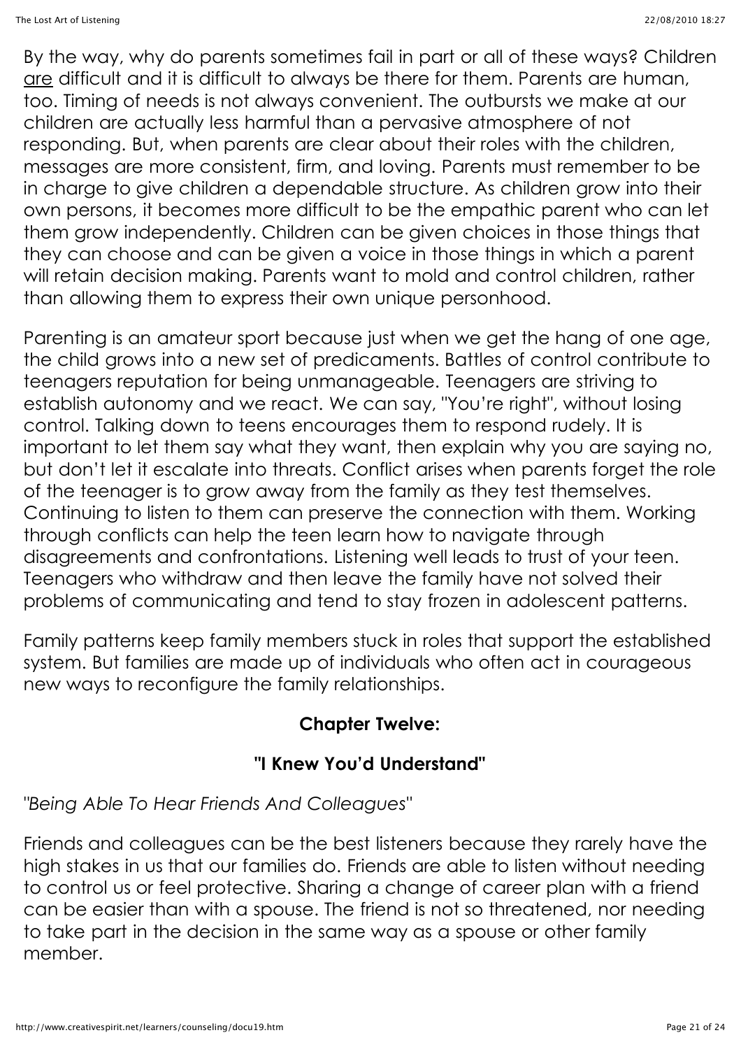By the way, why do parents sometimes fail in part or all of these ways? Children <u>are</u> difficult and it is difficult to always be there for them. Parents are human, too. Timing of needs is not always convenient. The outbursts we make at our children are actually less harmful than a pervasive atmosphere of not responding. But, when parents are clear about their roles with the children, messages are more consistent, firm, and loving. Parents must remember to be in charge to give children a dependable structure. As children grow into their own persons, it becomes more difficult to be the empathic parent who can let them grow independently. Children can be given choices in those things that they can choose and can be given a voice in those things in which a parent will retain decision making. Parents want to mold and control children, rather than allowing them to express their own unique personhood.

Parenting is an amateur sport because just when we get the hang of one age, the child grows into a new set of predicaments. Battles of control contribute to teenagers reputation for being unmanageable. Teenagers are striving to establish autonomy and we react. We can say, "You're right", without losing control. Talking down to teens encourages them to respond rudely. It is important to let them say what they want, then explain why you are saying no, but don't let it escalate into threats. Conflict arises when parents forget the role of the teenager is to grow away from the family as they test themselves. Continuing to listen to them can preserve the connection with them. Working through conflicts can help the teen learn how to navigate through disagreements and confrontations. Listening well leads to trust of your teen. Teenagers who withdraw and then leave the family have not solved their problems of communicating and tend to stay frozen in adolescent patterns.

Family patterns keep family members stuck in roles that support the established system. But families are made up of individuals who often act in courageous new ways to reconfigure the family relationships.

## Chapter Twelve:

## "I Knew You'd Understand"

*"Being Able To Hear Friends And Colleagues"*

Friends and colleagues can be the best listeners because they rarely have the high stakes in us that our families do. Friends are able to listen without needing to control us or feel protective. Sharing a change of career plan with a friend can be easier than with a spouse. The friend is not so threatened, nor needing to take part in the decision in the same way as a spouse or other family member.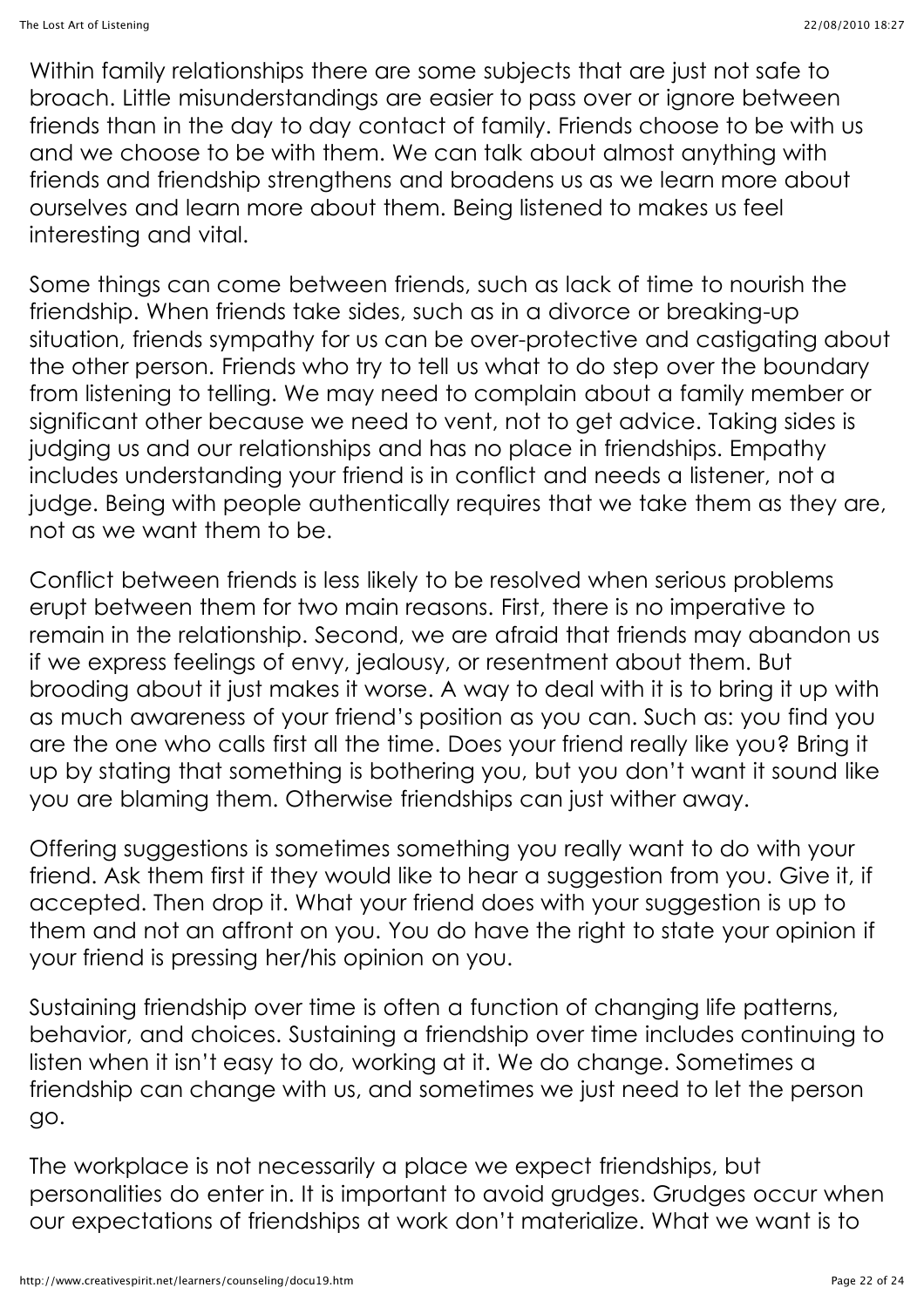Within family relationships there are some subjects that are just not safe to broach. Little misunderstandings are easier to pass over or ignore between friends than in the day to day contact of family. Friends choose to be with us and we choose to be with them. We can talk about almost anything with friends and friendship strengthens and broadens us as we learn more about ourselves and learn more about them. Being listened to makes us feel interesting and vital.

Some things can come between friends, such as lack of time to nourish the friendship. When friends take sides, such as in a divorce or breaking-up situation, friends sympathy for us can be over-protective and castigating about the other person. Friends who try to tell us what to do step over the boundary from listening to telling. We may need to complain about a family member or significant other because we need to vent, not to get advice. Taking sides is judging us and our relationships and has no place in friendships. Empathy includes understanding your friend is in conflict and needs a listener, not a judge. Being with people authentically requires that we take them as they are, not as we want them to be.

Conflict between friends is less likely to be resolved when serious problems erupt between them for two main reasons. First, there is no imperative to remain in the relationship. Second, we are afraid that friends may abandon us if we express feelings of envy, jealousy, or resentment about them. But brooding about it just makes it worse. A way to deal with it is to bring it up with as much awareness of your friend's position as you can. Such as: you find you are the one who calls first all the time. Does your friend really like you? Bring it up by stating that something is bothering you, but you don't want it sound like you are blaming them. Otherwise friendships can just wither away.

Offering suggestions is sometimes something you really want to do with your friend. Ask them first if they would like to hear a suggestion from you. Give it, if accepted. Then drop it. What your friend does with your suggestion is up to them and not an affront on you. You do have the right to state your opinion if your friend is pressing her/his opinion on you.

Sustaining friendship over time is often a function of changing life patterns, behavior, and choices. Sustaining a friendship over time includes continuing to listen when it isn't easy to do, working at it. We do change. Sometimes a friendship can change with us, and sometimes we just need to let the person go.

The workplace is not necessarily a place we expect friendships, but personalities do enter in. It is important to avoid grudges. Grudges occur when our expectations of friendships at work don't materialize. What we want is to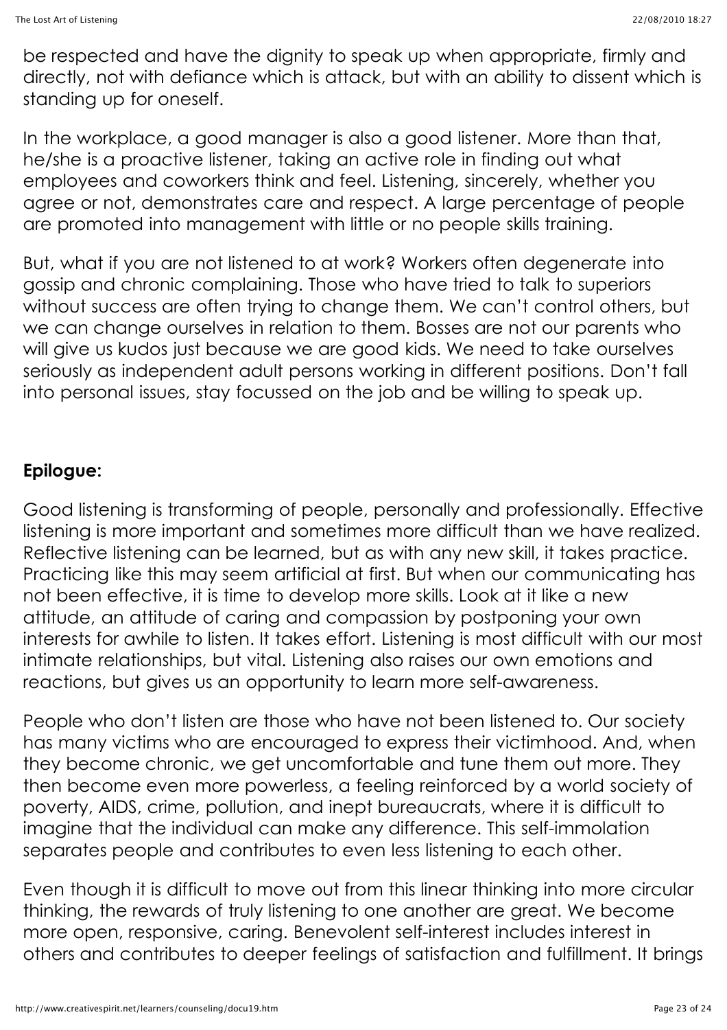be respected and have the dignity to speak up when appropriate, firmly and directly, not with defiance which is attack, but with an ability to dissent which is standing up for oneself.

In the workplace, a good manager is also a good listener. More than that, he/she is a proactive listener, taking an active role in finding out what employees and coworkers think and feel. Listening, sincerely, whether you agree or not, demonstrates care and respect. A large percentage of people are promoted into management with little or no people skills training.

But, what if you are not listened to at work? Workers often degenerate into gossip and chronic complaining. Those who have tried to talk to superiors without success are often trying to change them. We can't control others, but we can change ourselves in relation to them. Bosses are not our parents who will give us kudos just because we are good kids. We need to take ourselves seriously as independent adult persons working in different positions. Don't fall into personal issues, stay focussed on the job and be willing to speak up.

**Epilogue:**

Good listening is transforming of people, personally and professionally. Effective listening is more important and sometimes more difficult than we have realized. Reflective listening can be learned, but as with any new skill, it takes practice. Practicing like this may seem artificial at first. But when our communicating has not been effective, it is time to develop more skills. Look at it like a new attitude, an attitude of caring and compassion by postponing your own interests for awhile to listen. It takes effort. Listening is most difficult with our most intimate relationships, but vital. Listening also raises our own emotions and reactions, but gives us an opportunity to learn more self-awareness.

People who don't listen are those who have not been listened to. Our society has many victims who are encouraged to express their victimhood. And, when they become chronic, we get uncomfortable and tune them out more. They then become even more powerless, a feeling reinforced by a world society of poverty, AIDS, crime, pollution, and inept bureaucrats, where it is difficult to imagine that the individual can make any difference. This self-immolation separates people and contributes to even less listening to each other.

Even though it is difficult to move out from this linear thinking into more circular thinking, the rewards of truly listening to one another are great. We become more open, responsive, caring. Benevolent self-interest includes interest in others and contributes to deeper feelings of satisfaction and fulfillment. It brings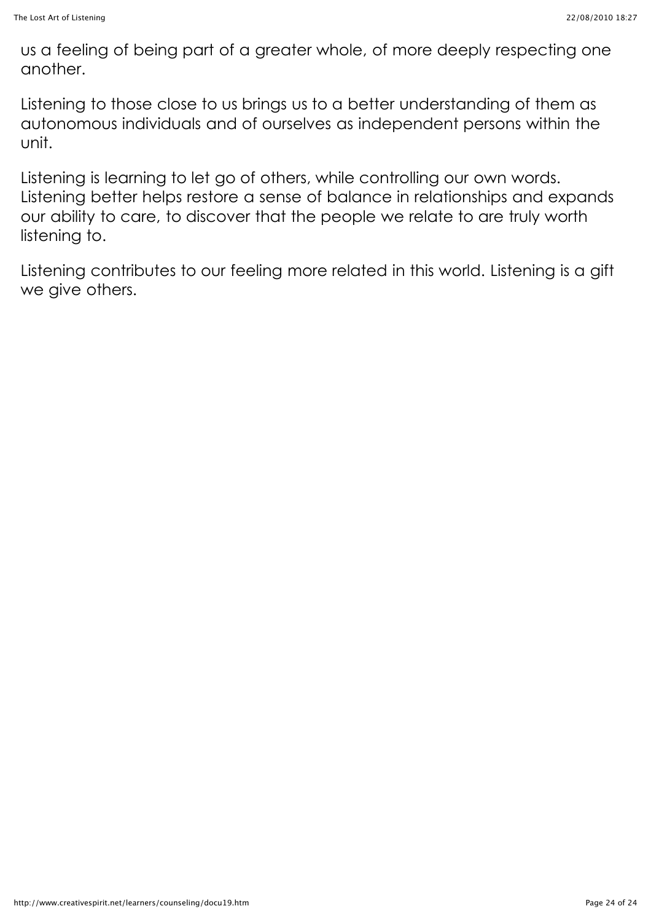us a feeling of being part of a greater whole, of more deeply respecting one another.

Listening to those close to us brings us to a better understanding of them as autonomous individuals and of ourselves as independent persons within the unit.

Listening is learning to let go of others, while controlling our own words. Listening better helps restore a sense of balance in relationships and expands our ability to care, to discover that the people we relate to are truly worth listening to.

Listening contributes to our feeling more related in this world. Listening is a gift we give others.